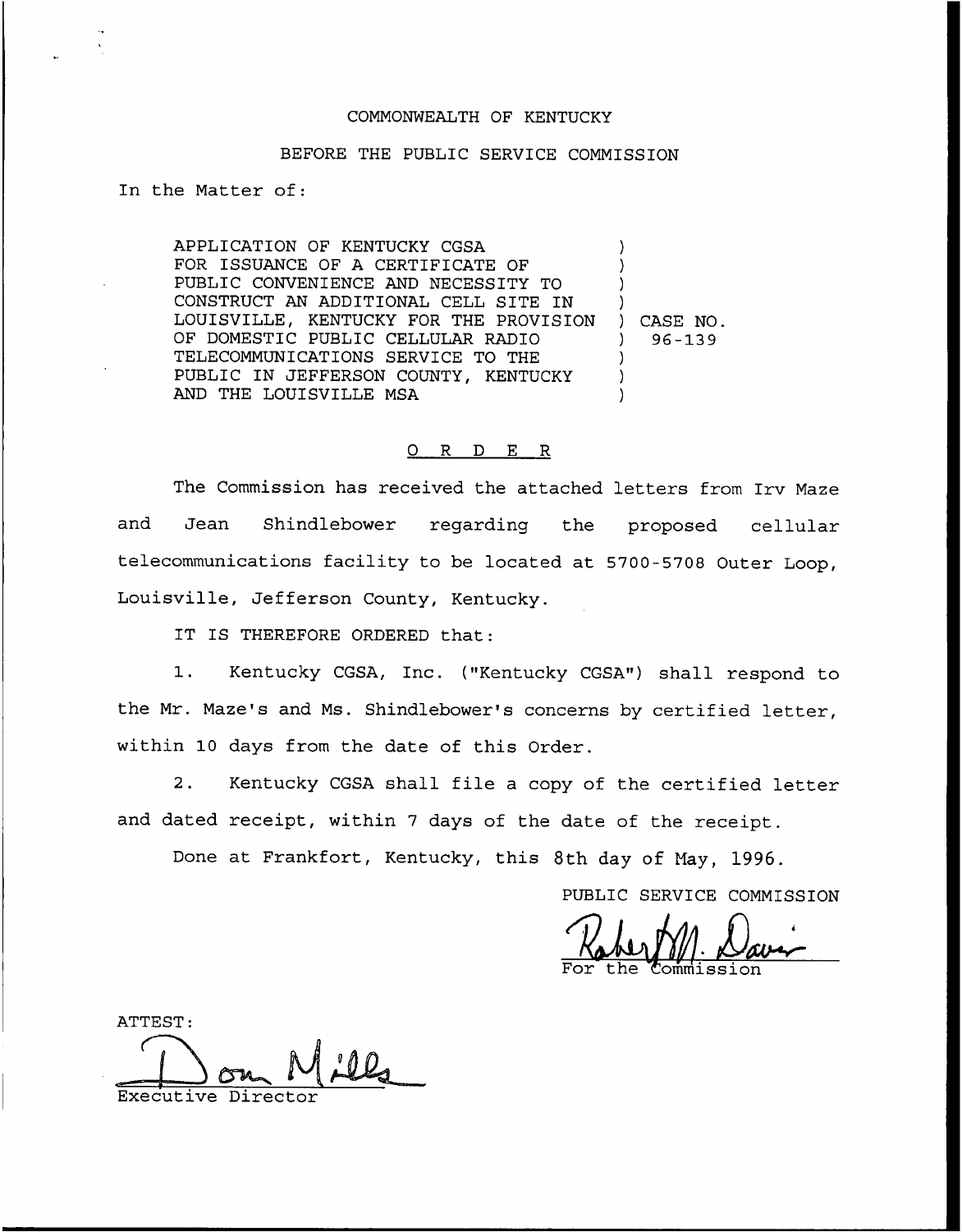COMMONWEALTH OF KENTUCKY

BEFORE THE PUBLIC SERVICE COMMISSION

In the Matter of:

APPLICATION OF KENTUCKY CGSA FOR ISSUANCE OF A CERTIFICATE OF PUBLIC CONVENIENCE AND NECESSITY TO CONSTRUCT AN ADDITIONAL CELL SITE IN LOUISVILLE, KENTUCKY FOR THE PROVISION OF DOMESTIC PUBLIC CELLULAR RADIO TELECOMMUNICATIONS SERVICE TO THE PUBLIC IN JEFFERSON COUNTY, KENTUCKY AND THE LOUISVILLE MSA

) CASE NO. 96-139

# O R D E R

The Commission has received the attached letters from Irv Maze and Jean Shindlebower regarding the proposed cellular telecommunications facility to be located at 5700-5708 Outer Loop, Louisville, Jefferson County, Kentucky.

IT IS THEREFORE ORDERED that:

1. Kentucky CGSA, Inc. ("Kentucky CGSA") shall respond to the Mr. Maze's and Ms. Shindlebower's concerns by certified letter, within 10 days from the date of this Order.

2. Kentucky CGSA shall file a copy of the certified letter and dated receipt, within 7 days of the date of the receipt.

Done at Frankfort, Kentucky, this 8th day of May, 1996.

PUBLIC SERVICE COMMISSION

For the Commission

ATTEST:

Executive Director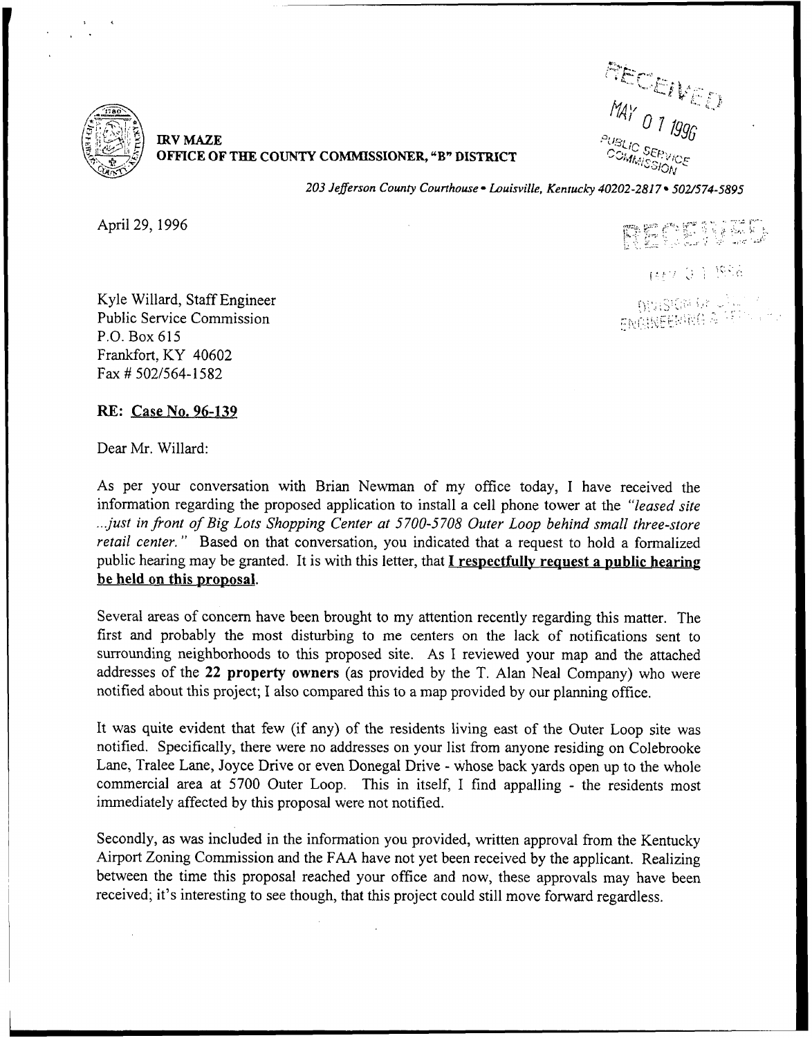**IRV MAZE**
**OFFICE OF THE COUNTY COMMISSIONER, "B" DISTRICT**

*203 Jefferson County Courthouse • Louisville, Kentucky 40202-2817 • 502/574-5895*

RECEIVED
MAY 01 1996
PUBLIC SERVICE COMMISSION

RECEIVED
MAY 01 1996
DIVISION OF ENGINEERING

April 29, 1996

Kyle Willard, Staff Engineer
Public Service Commission
P.O. Box 615
Frankfort, KY 40602
Fax # 502/564-1582

**RE: Case No. 96-139**

Dear Mr. Willard:

As per your conversation with Brian Newman of my office today, I have received the information regarding the proposed application to install a cell phone tower at the *"leased site ...just in front of Big Lots Shopping Center at 5700-5708 Outer Loop behind small three-store retail center."* Based on that conversation, you indicated that a request to hold a formalized public hearing may be granted. It is with this letter, that **I respectfully request a public hearing be held on this proposal.**

Several areas of concern have been brought to my attention recently regarding this matter. The first and probably the most disturbing to me centers on the lack of notifications sent to surrounding neighborhoods to this proposed site. As I reviewed your map and the attached addresses of the **22 property owners** (as provided by the T. Alan Neal Company) who were notified about this project; I also compared this to a map provided by our planning office.

It was quite evident that few (if any) of the residents living east of the Outer Loop site was notified. Specifically, there were no addresses on your list from anyone residing on Colebrooke Lane, Tralee Lane, Joyce Drive or even Donegal Drive - whose back yards open up to the whole commercial area at 5700 Outer Loop. This in itself, I find appalling - the residents most immediately affected by this proposal were not notified.

Secondly, as was included in the information you provided, written approval from the Kentucky Airport Zoning Commission and the FAA have not yet been received by the applicant. Realizing between the time this proposal reached your office and now, these approvals may have been received; it's interesting to see though, that this project could still move forward regardless.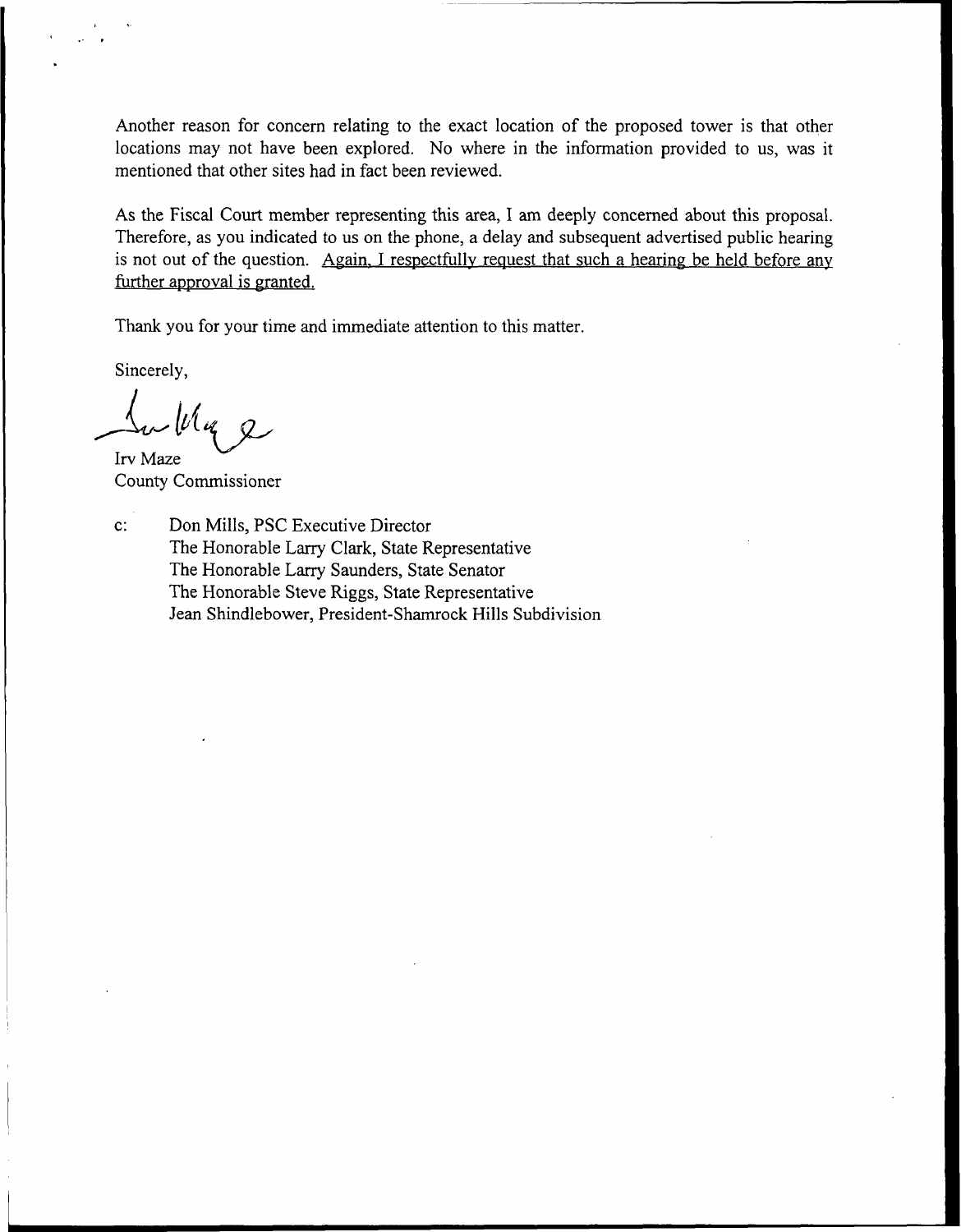Another reason for concern relating to the exact location of the proposed tower is that other locations may not have been explored. No where in the information provided to us, was it mentioned that other sites had in fact been reviewed.

As the Fiscal Court member representing this area, I am deeply concerned about this proposal. Therefore, as you indicated to us on the phone, a delay and subsequent advertised public hearing is not out of the question. <u>Again, I respectfully request that such a hearing be held before any further approval is granted.</u>

Thank you for your time and immediate attention to this matter.

Sincerely,

Irv Maze
County Commissioner

c: Don Mills, PSC Executive Director
The Honorable Larry Clark, State Representative
The Honorable Larry Saunders, State Senator
The Honorable Steve Riggs, State Representative
Jean Shindlebower, President-Shamrock Hills Subdivision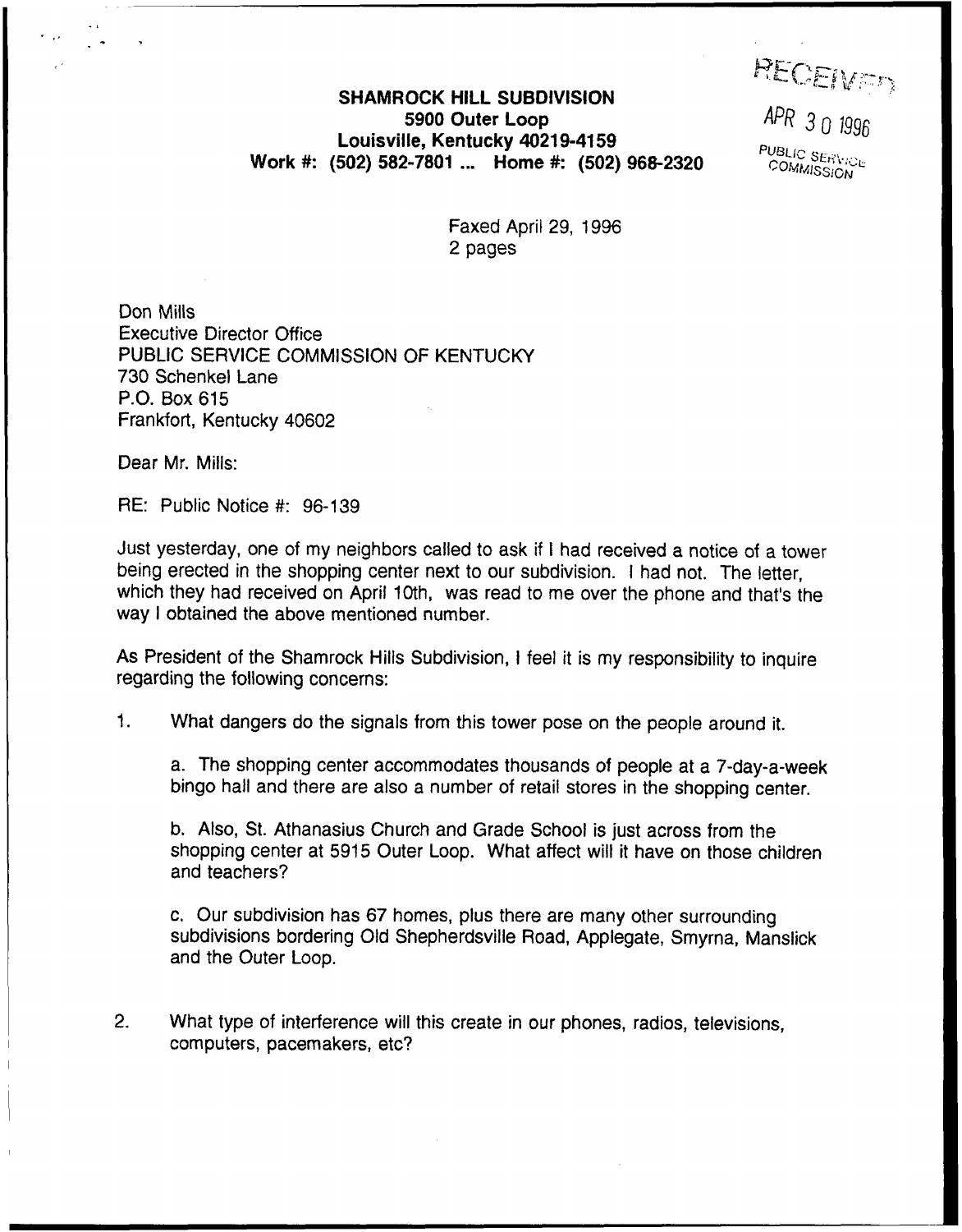RECEIVED

APR 30 1996

PUBLIC SERVICE COMMISSION

**SHAMROCK HILL SUBDIVISION**
**5900 Outer Loop**
**Louisville, Kentucky 40219-4159**
**Work #: (502) 582-7801 ... Home #: (502) 968-2320**

Faxed April 29, 1996
2 pages

Don Mills
Executive Director Office
PUBLIC SERVICE COMMISSION OF KENTUCKY
730 Schenkel Lane
P.O. Box 615
Frankfort, Kentucky 40602

Dear Mr. Mills:

RE: Public Notice #: 96-139

Just yesterday, one of my neighbors called to ask if I had received a notice of a tower being erected in the shopping center next to our subdivision. I had not. The letter, which they had received on April 10th, was read to me over the phone and that's the way I obtained the above mentioned number.

As President of the Shamrock Hills Subdivision, I feel it is my responsibility to inquire regarding the following concerns:

1. What dangers do the signals from this tower pose on the people around it.

   a. The shopping center accommodates thousands of people at a 7-day-a-week bingo hall and there are also a number of retail stores in the shopping center.

   b. Also, St. Athanasius Church and Grade School is just across from the shopping center at 5915 Outer Loop. What affect will it have on those children and teachers?

   c. Our subdivision has 67 homes, plus there are many other surrounding subdivisions bordering Old Shepherdsville Road, Applegate, Smyrna, Manslick and the Outer Loop.

2. What type of interference will this create in our phones, radios, televisions, computers, pacemakers, etc?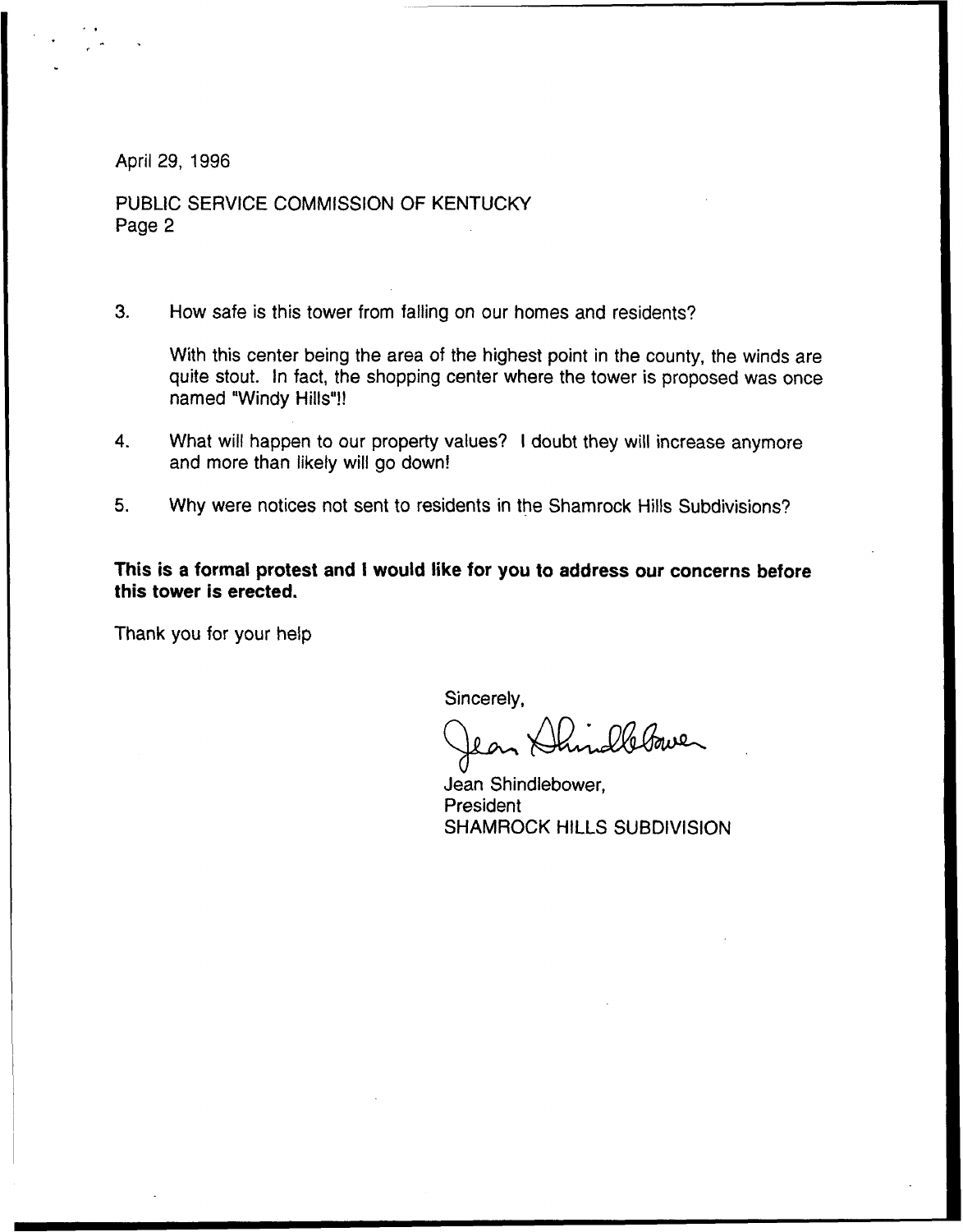April 29, 1996

PUBLIC SERVICE COMMISSION OF KENTUCKY
Page 2

3. How safe is this tower from falling on our homes and residents?

   With this center being the area of the highest point in the county, the winds are quite stout. In fact, the shopping center where the tower is proposed was once named "Windy Hills"!!

4. What will happen to our property values? I doubt they will increase anymore and more than likely will go down!

5. Why were notices not sent to residents in the Shamrock Hills Subdivisions?

**This is a formal protest and I would like for you to address our concerns before this tower is erected.**

Thank you for your help

Sincerely,

Jean Shindlebower

Jean Shindlebower,
President
SHAMROCK HILLS SUBDIVISION